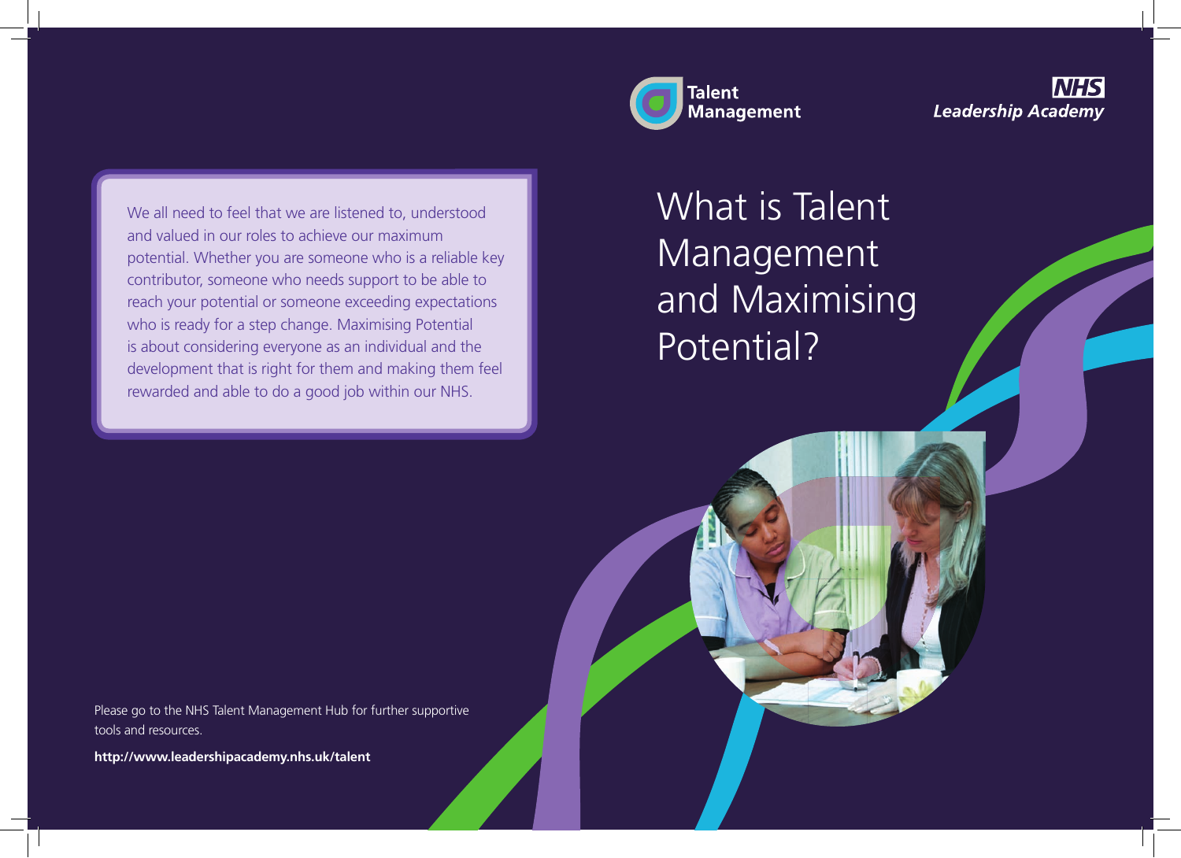Talent Management

NHS Leadership Academy

# What is Talent Management and Maximising Potential?

We all need to feel that we are listened to, understood and valued in our roles to achieve our maximum potential. Whether you are someone who is a reliable key contributor, someone who needs support to be able to reach your potential or someone exceeding expectations who is ready for a step change. Maximising Potential is about considering everyone as an individual and the development that is right for them and making them feel rewarded and able to do a good job within our NHS.

Please go to the NHS Talent Management Hub for further supportive tools and resources.

**http://www.leadershipacademy.nhs.uk/talent**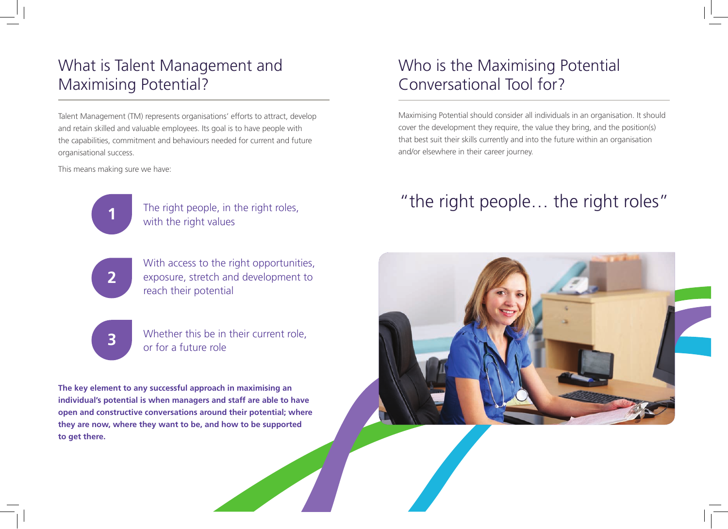## What is Talent Management and Maximising Potential?

Talent Management (TM) represents organisations' efforts to attract, develop and retain skilled and valuable employees. Its goal is to have people with the capabilities, commitment and behaviours needed for current and future organisational success.

This means making sure we have:

1. The right people, in the right roles, with the right values
2. With access to the right opportunities, exposure, stretch and development to reach their potential
3. Whether this be in their current role, or for a future role

**The key element to any successful approach in maximising an individual's potential is when managers and staff are able to have open and constructive conversations around their potential; where they are now, where they want to be, and how to be supported to get there.**

## Who is the Maximising Potential Conversational Tool for?

Maximising Potential should consider all individuals in an organisation. It should cover the development they require, the value they bring, and the position(s) that best suit their skills currently and into the future within an organisation and/or elsewhere in their career journey.

"the right people… the right roles"